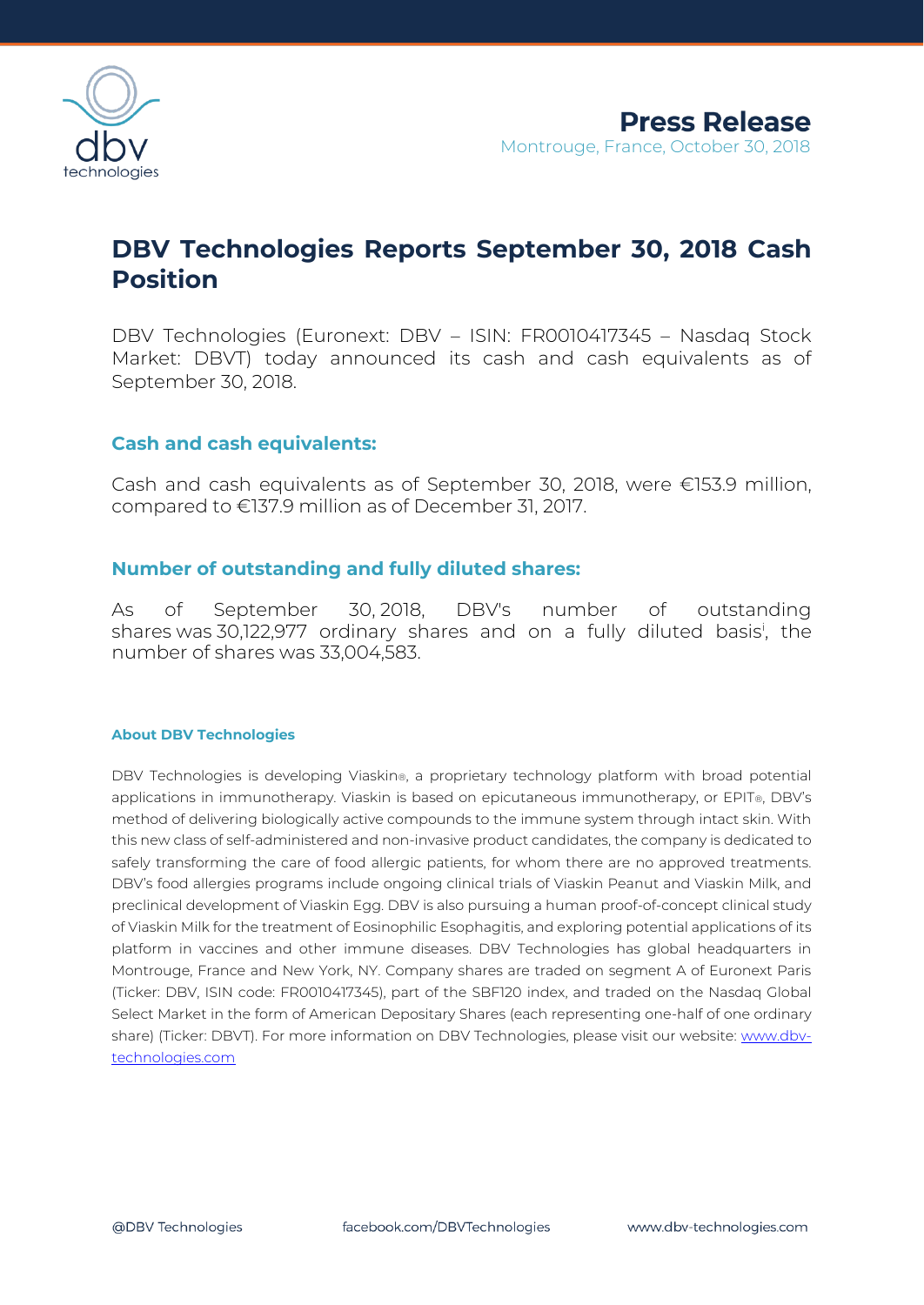**Press Release**

Montrouge, France, October 30, 2018

# DBV Technologies Reports September 30, 2018 Cash Position

DBV Technologies (Euronext: DBV – ISIN: FR0010417345 – Nasdaq Stock Market: DBVT) today announced its cash and cash equivalents as of September 30, 2018.

## Cash and cash equivalents:

Cash and cash equivalents as of September 30, 2018, were €153.9 million, compared to €137.9 million as of December 31, 2017.

## Number of outstanding and fully diluted shares:

As of September 30, 2018, DBV's number of outstanding shares was 30,122,977 ordinary shares and on a fully diluted basis[i], the number of shares was 33,004,583.

### About DBV Technologies

DBV Technologies is developing Viaskin®, a proprietary technology platform with broad potential applications in immunotherapy. Viaskin is based on epicutaneous immunotherapy, or EPIT®, DBV's method of delivering biologically active compounds to the immune system through intact skin. With this new class of self-administered and non-invasive product candidates, the company is dedicated to safely transforming the care of food allergic patients, for whom there are no approved treatments. DBV's food allergies programs include ongoing clinical trials of Viaskin Peanut and Viaskin Milk, and preclinical development of Viaskin Egg. DBV is also pursuing a human proof-of-concept clinical study of Viaskin Milk for the treatment of Eosinophilic Esophagitis, and exploring potential applications of its platform in vaccines and other immune diseases. DBV Technologies has global headquarters in Montrouge, France and New York, NY. Company shares are traded on segment A of Euronext Paris (Ticker: DBV, ISIN code: FR0010417345), part of the SBF120 index, and traded on the Nasdaq Global Select Market in the form of American Depositary Shares (each representing one-half of one ordinary share) (Ticker: DBVT). For more information on DBV Technologies, please visit our website: [www.dbv-technologies.com](http://www.dbv-technologies.com)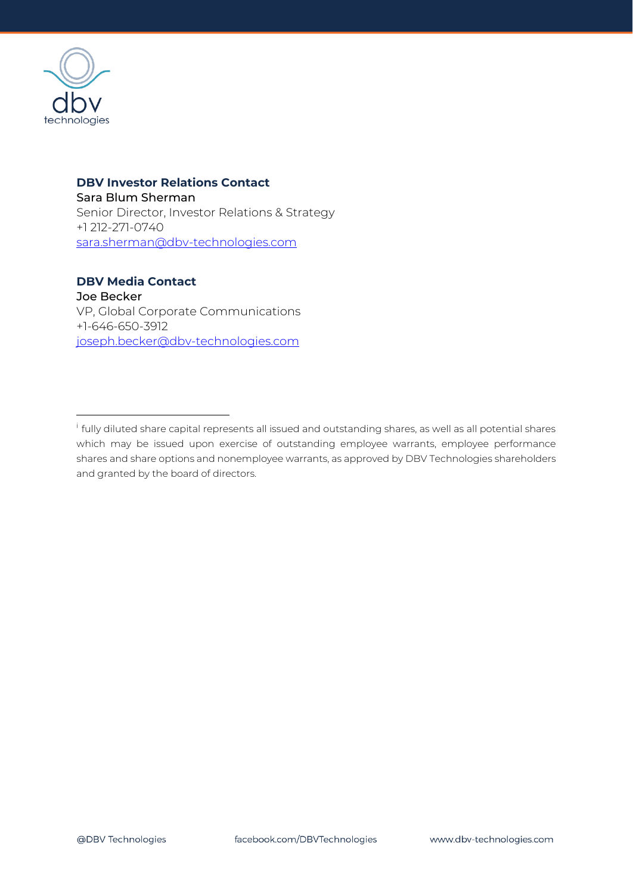**DBV Investor Relations Contact**
Sara Blum Sherman
Senior Director, Investor Relations & Strategy
+1 212-271-0740
sara.sherman@dbv-technologies.com

**DBV Media Contact**
Joe Becker
VP, Global Corporate Communications
+1-646-650-3912
joseph.becker@dbv-technologies.com

---

[i] fully diluted share capital represents all issued and outstanding shares, as well as all potential shares which may be issued upon exercise of outstanding employee warrants, employee performance shares and share options and nonemployee warrants, as approved by DBV Technologies shareholders and granted by the board of directors.